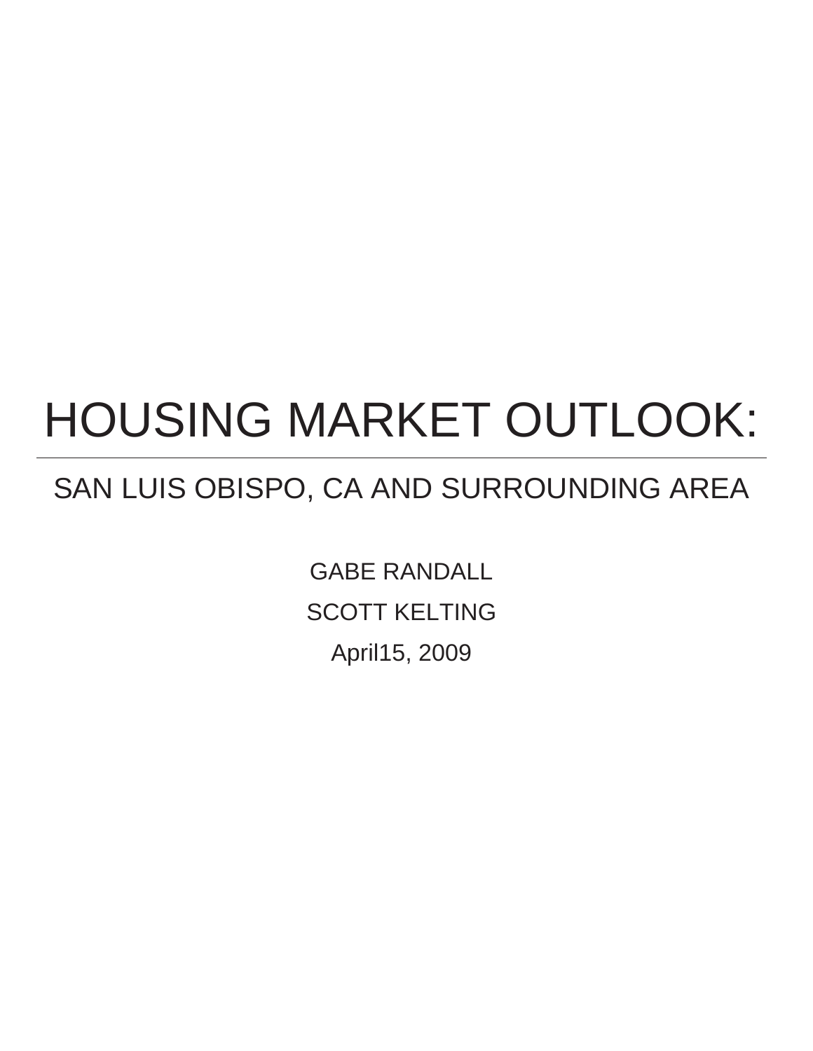# HOUSING MARKET OUTLOOK:

## SAN LUIS OBISPO, CA AND SURROUNDING AREA

GABE RANDALL

SCOTT KELTING

April15, 2009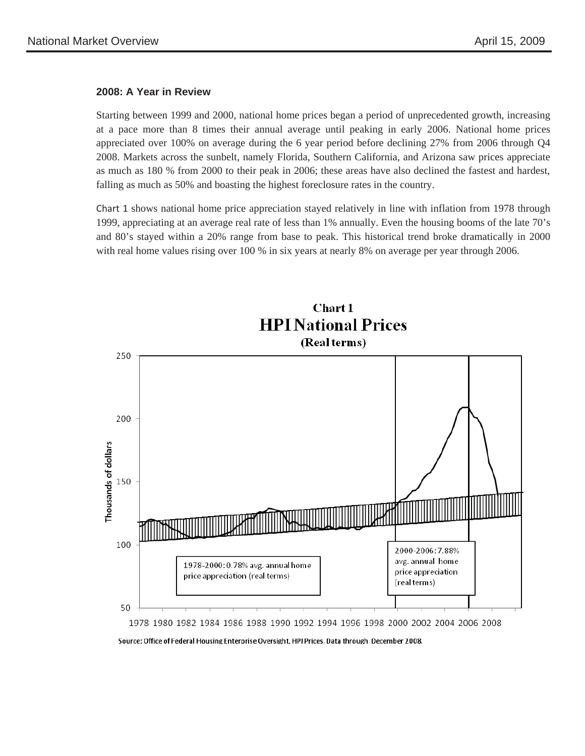### 2008: A Year in Review

Starting between 1999 and 2000, national home prices began a period of unprecedented growth, increasing at a pace more than 8 times their annual average until peaking in early 2006. National home prices appreciated over 100% on average during the 6 year period before declining 27% from 2006 through Q4 2008. Markets across the sunbelt, namely Florida, Southern California, and Arizona saw prices appreciate as much as 180 % from 2000 to their peak in 2006; these areas have also declined the fastest and hardest, falling as much as 50% and boasting the highest foreclosure rates in the country.

Chart 1 shows national home price appreciation stayed relatively in line with inflation from 1978 through 1999, appreciating at an average real rate of less than 1% annually. Even the housing booms of the late 70's and 80's stayed within a 20% range from base to peak. This historical trend broke dramatically in 2000 with real home values rising over 100 % in six years at nearly 8% on average per year through 2006.

**Chart 1**
**HPI National Prices**
**(Real terms)**

1978-2000: 0.78% avg. annual home price appreciation (real terms)

2000-2006: 7.88% avg. annual home price appreciation (real terms)

Source: Office of Federal Housing Enterprise Oversight, HPI Prices. Data through December 2008.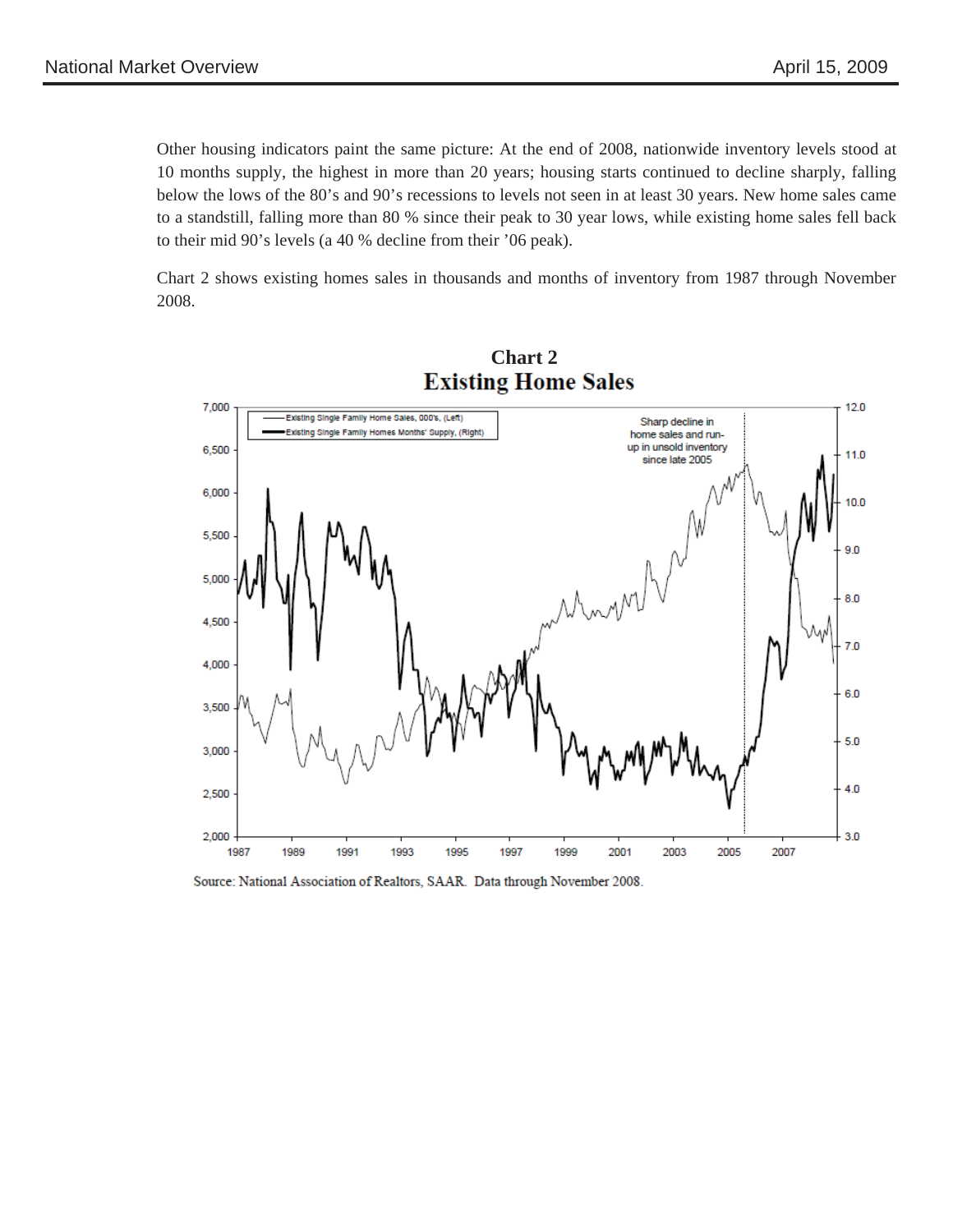Other housing indicators paint the same picture: At the end of 2008, nationwide inventory levels stood at 10 months supply, the highest in more than 20 years; housing starts continued to decline sharply, falling below the lows of the 80's and 90's recessions to levels not seen in at least 30 years. New home sales came to a standstill, falling more than 80 % since their peak to 30 year lows, while existing home sales fell back to their mid 90's levels (a 40 % decline from their '06 peak).

Chart 2 shows existing homes sales in thousands and months of inventory from 1987 through November 2008.

**Chart 2**
**Existing Home Sales**

Source: National Association of Realtors, SAAR. Data through November 2008.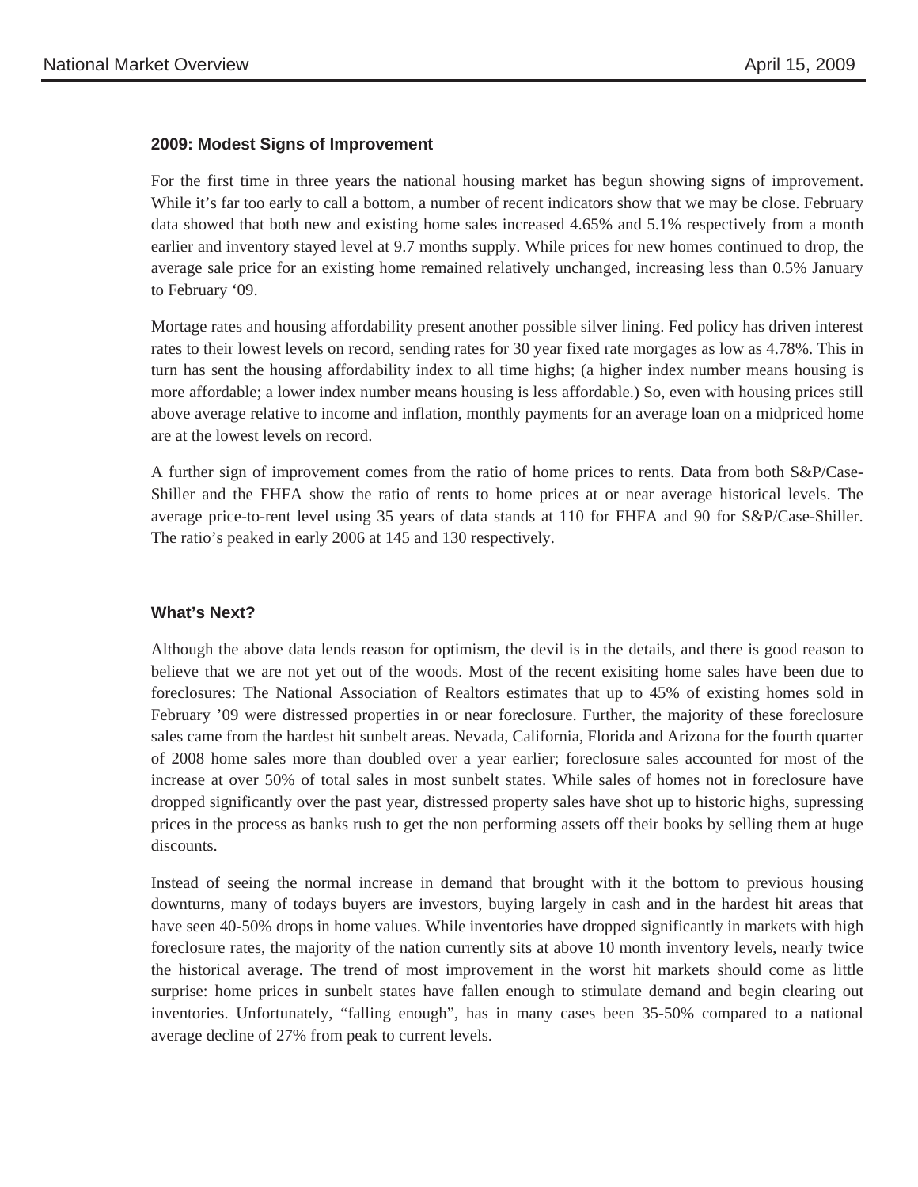### 2009: Modest Signs of Improvement

For the first time in three years the national housing market has begun showing signs of improvement. While it's far too early to call a bottom, a number of recent indicators show that we may be close. February data showed that both new and existing home sales increased 4.65% and 5.1% respectively from a month earlier and inventory stayed level at 9.7 months supply. While prices for new homes continued to drop, the average sale price for an existing home remained relatively unchanged, increasing less than 0.5% January to February '09.

Mortage rates and housing affordability present another possible silver lining. Fed policy has driven interest rates to their lowest levels on record, sending rates for 30 year fixed rate morgages as low as 4.78%. This in turn has sent the housing affordability index to all time highs; (a higher index number means housing is more affordable; a lower index number means housing is less affordable.) So, even with housing prices still above average relative to income and inflation, monthly payments for an average loan on a midpriced home are at the lowest levels on record.

A further sign of improvement comes from the ratio of home prices to rents. Data from both S&P/Case-Shiller and the FHFA show the ratio of rents to home prices at or near average historical levels. The average price-to-rent level using 35 years of data stands at 110 for FHFA and 90 for S&P/Case-Shiller. The ratio's peaked in early 2006 at 145 and 130 respectively.

### What's Next?

Although the above data lends reason for optimism, the devil is in the details, and there is good reason to believe that we are not yet out of the woods. Most of the recent exisiting home sales have been due to foreclosures: The National Association of Realtors estimates that up to 45% of existing homes sold in February '09 were distressed properties in or near foreclosure. Further, the majority of these foreclosure sales came from the hardest hit sunbelt areas. Nevada, California, Florida and Arizona for the fourth quarter of 2008 home sales more than doubled over a year earlier; foreclosure sales accounted for most of the increase at over 50% of total sales in most sunbelt states. While sales of homes not in foreclosure have dropped significantly over the past year, distressed property sales have shot up to historic highs, supressing prices in the process as banks rush to get the non performing assets off their books by selling them at huge discounts.

Instead of seeing the normal increase in demand that brought with it the bottom to previous housing downturns, many of todays buyers are investors, buying largely in cash and in the hardest hit areas that have seen 40-50% drops in home values. While inventories have dropped significantly in markets with high foreclosure rates, the majority of the nation currently sits at above 10 month inventory levels, nearly twice the historical average. The trend of most improvement in the worst hit markets should come as little surprise: home prices in sunbelt states have fallen enough to stimulate demand and begin clearing out inventories. Unfortunately, "falling enough", has in many cases been 35-50% compared to a national average decline of 27% from peak to current levels.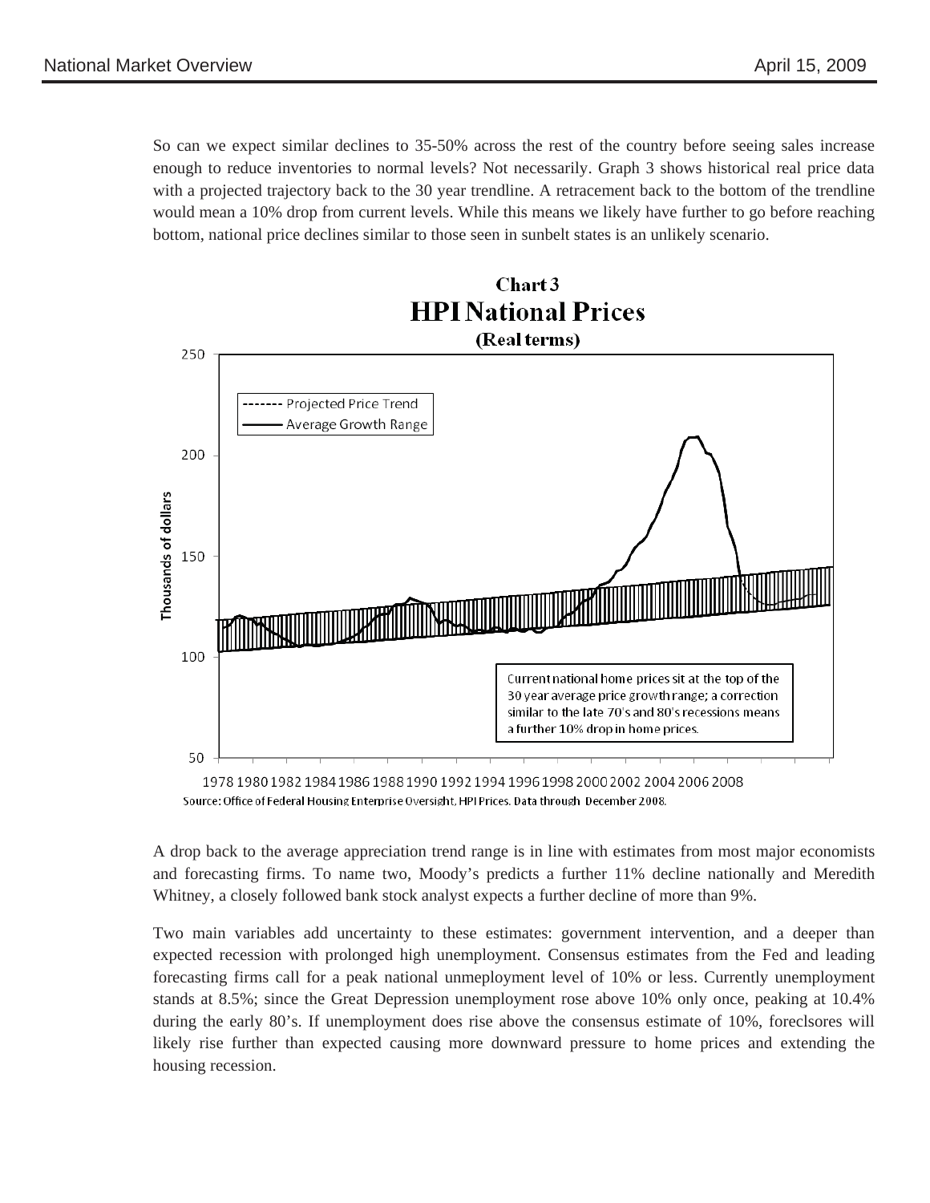So can we expect similar declines to 35-50% across the rest of the country before seeing sales increase enough to reduce inventories to normal levels? Not necessarily. Graph 3 shows historical real price data with a projected trajectory back to the 30 year trendline. A retracement back to the bottom of the trendline would mean a 10% drop from current levels. While this means we likely have further to go before reaching bottom, national price declines similar to those seen in sunbelt states is an unlikely scenario.

**Chart 3**
**HPI National Prices**
**(Real terms)**

Projected Price Trend
Average Growth Range

Current national home prices sit at the top of the 30 year average price growth range; a correction similar to the late 70's and 80's recessions means a further 10% drop in home prices.

Source: Office of Federal Housing Enterprise Oversight, HPI Prices. Data through December 2008.

A drop back to the average appreciation trend range is in line with estimates from most major economists and forecasting firms. To name two, Moody's predicts a further 11% decline nationally and Meredith Whitney, a closely followed bank stock analyst expects a further decline of more than 9%.

Two main variables add uncertainty to these estimates: government intervention, and a deeper than expected recession with prolonged high unemployment. Consensus estimates from the Fed and leading forecasting firms call for a peak national unmeployment level of 10% or less. Currently unemployment stands at 8.5%; since the Great Depression unemployment rose above 10% only once, peaking at 10.4% during the early 80's. If unemployment does rise above the consensus estimate of 10%, foreclsores will likely rise further than expected causing more downward pressure to home prices and extending the housing recession.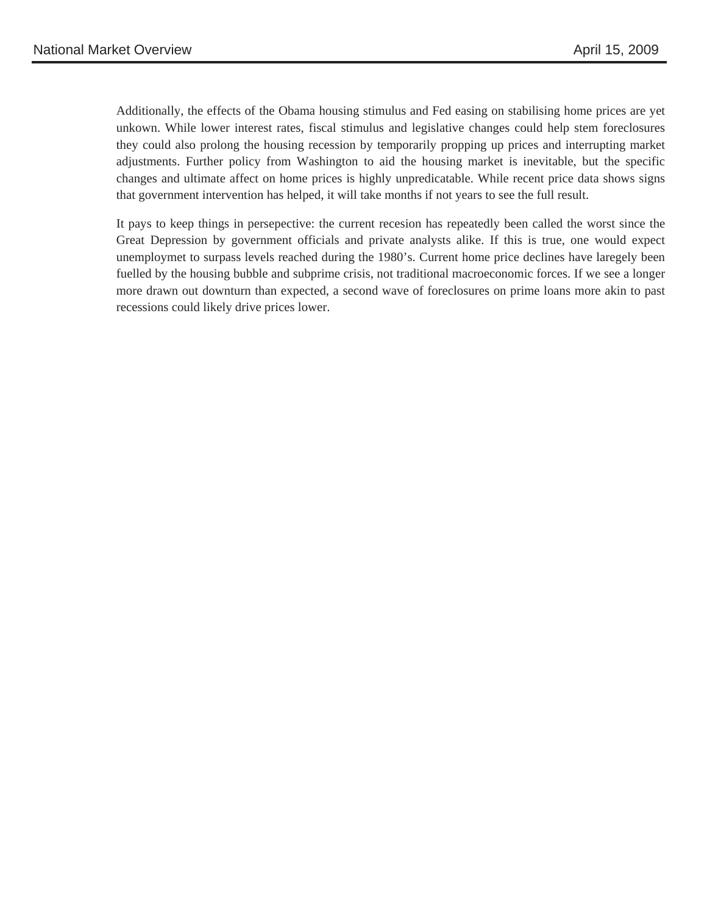Additionally, the effects of the Obama housing stimulus and Fed easing on stabilising home prices are yet unkown. While lower interest rates, fiscal stimulus and legislative changes could help stem foreclosures they could also prolong the housing recession by temporarily propping up prices and interrupting market adjustments. Further policy from Washington to aid the housing market is inevitable, but the specific changes and ultimate affect on home prices is highly unpredicatable. While recent price data shows signs that government intervention has helped, it will take months if not years to see the full result.

It pays to keep things in persepective: the current recesion has repeatedly been called the worst since the Great Depression by government officials and private analysts alike. If this is true, one would expect unemploymet to surpass levels reached during the 1980's. Current home price declines have laregely been fuelled by the housing bubble and subprime crisis, not traditional macroeconomic forces. If we see a longer more drawn out downturn than expected, a second wave of foreclosures on prime loans more akin to past recessions could likely drive prices lower.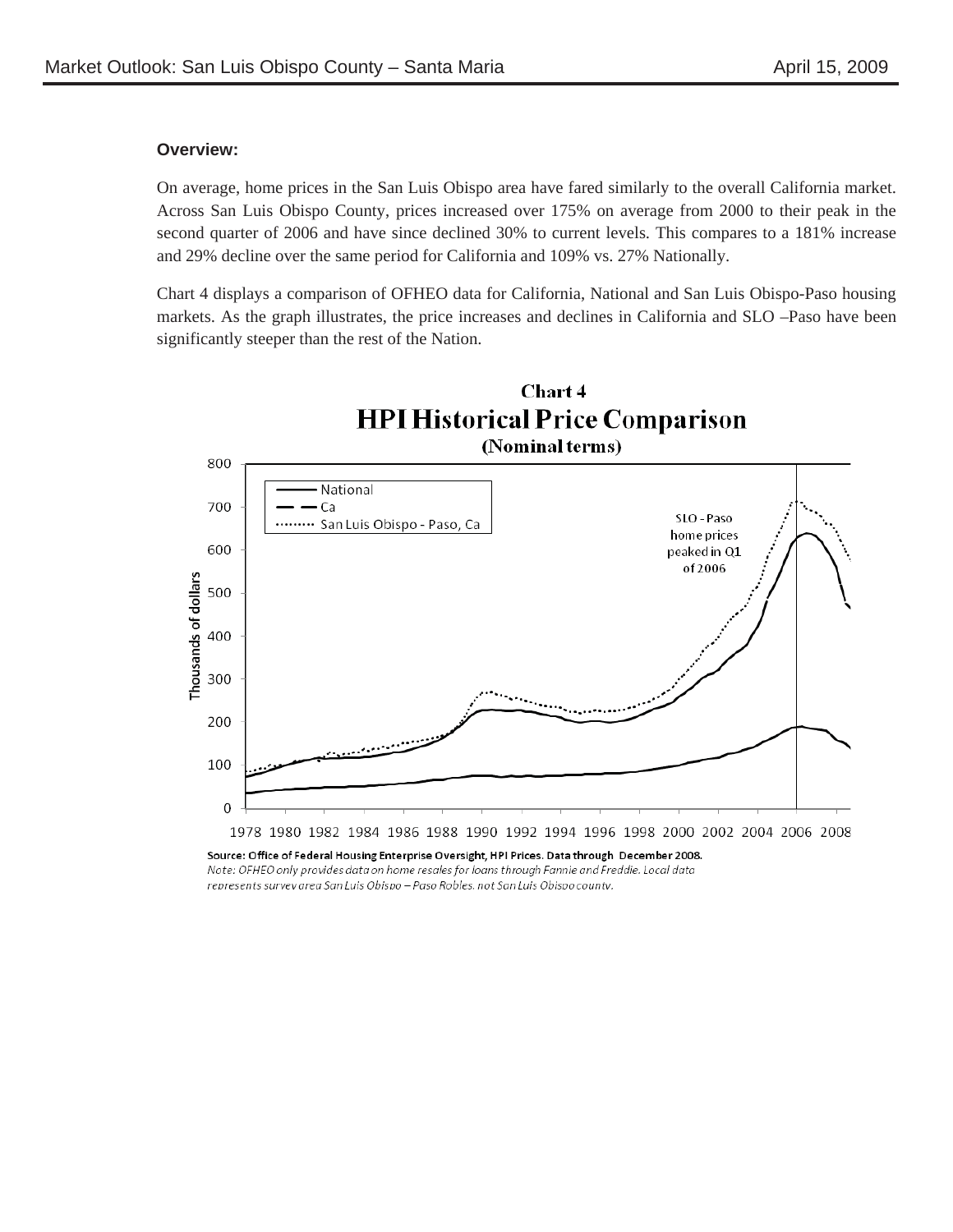**Overview:**

On average, home prices in the San Luis Obispo area have fared similarly to the overall California market. Across San Luis Obispo County, prices increased over 175% on average from 2000 to their peak in the second quarter of 2006 and have since declined 30% to current levels. This compares to a 181% increase and 29% decline over the same period for California and 109% vs. 27% Nationally.

Chart 4 displays a comparison of OFHEO data for California, National and San Luis Obispo-Paso housing markets. As the graph illustrates, the price increases and declines in California and SLO –Paso have been significantly steeper than the rest of the Nation.

**Chart 4**
**HPI Historical Price Comparison**
**(Nominal terms)**

Source: Office of Federal Housing Enterprise Oversight, HPI Prices. Data through December 2008.
*Note: OFHEO only provides data on home resales for loans through Fannie and Freddie. Local data represents survey area San Luis Obispo – Paso Robles, not San Luis Obispo county.*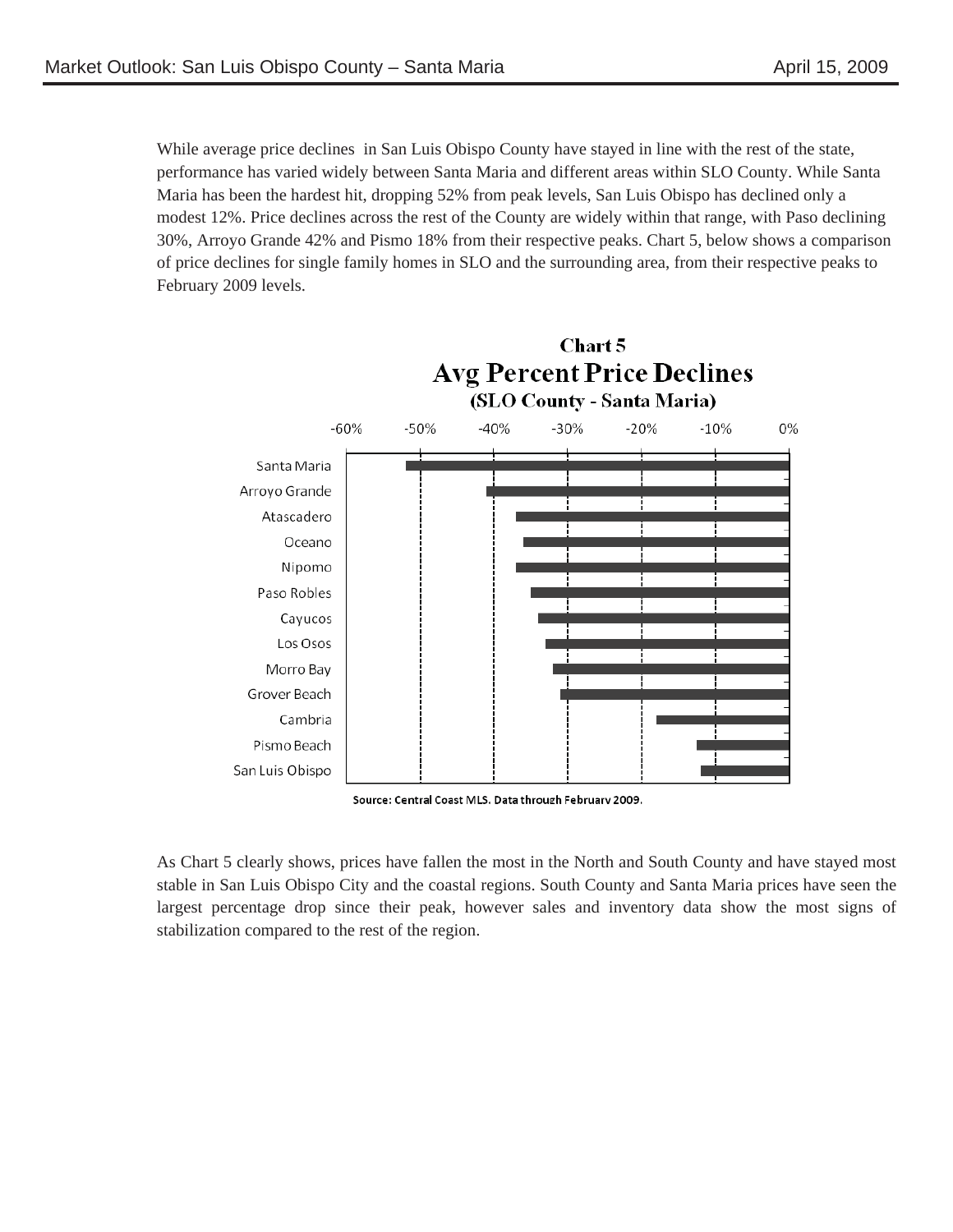While average price declines in San Luis Obispo County have stayed in line with the rest of the state, performance has varied widely between Santa Maria and different areas within SLO County. While Santa Maria has been the hardest hit, dropping 52% from peak levels, San Luis Obispo has declined only a modest 12%. Price declines across the rest of the County are widely within that range, with Paso declining 30%, Arroyo Grande 42% and Pismo 18% from their respective peaks. Chart 5, below shows a comparison of price declines for single family homes in SLO and the surrounding area, from their respective peaks to February 2009 levels.

**Chart 5**
**Avg Percent Price Declines**
**(SLO County - Santa Maria)**

| Area |
|---|
| Santa Maria |
| Arroyo Grande |
| Atascadero |
| Oceano |
| Nipomo |
| Paso Robles |
| Cayucos |
| Los Osos |
| Morro Bay |
| Grover Beach |
| Cambria |
| Pismo Beach |
| San Luis Obispo |

Axis: -60% -50% -40% -30% -20% -10% 0%

Source: Central Coast MLS. Data through February 2009.

As Chart 5 clearly shows, prices have fallen the most in the North and South County and have stayed most stable in San Luis Obispo City and the coastal regions. South County and Santa Maria prices have seen the largest percentage drop since their peak, however sales and inventory data show the most signs of stabilization compared to the rest of the region.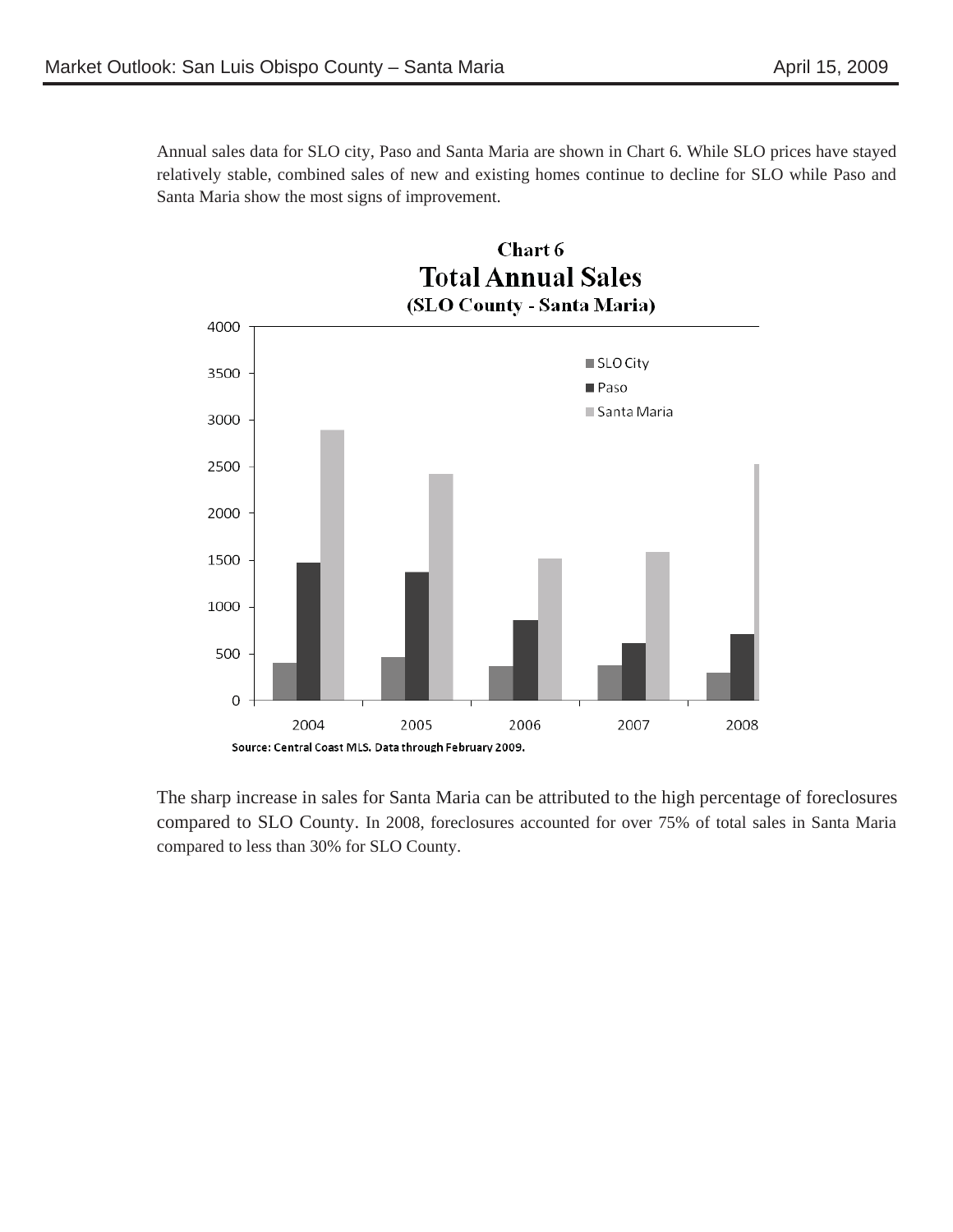Annual sales data for SLO city, Paso and Santa Maria are shown in Chart 6. While SLO prices have stayed relatively stable, combined sales of new and existing homes continue to decline for SLO while Paso and Santa Maria show the most signs of improvement.

**Chart 6**
**Total Annual Sales**
**(SLO County - Santa Maria)**

Source: Central Coast MLS. Data through February 2009.

The sharp increase in sales for Santa Maria can be attributed to the high percentage of foreclosures compared to SLO County. In 2008, foreclosures accounted for over 75% of total sales in Santa Maria compared to less than 30% for SLO County.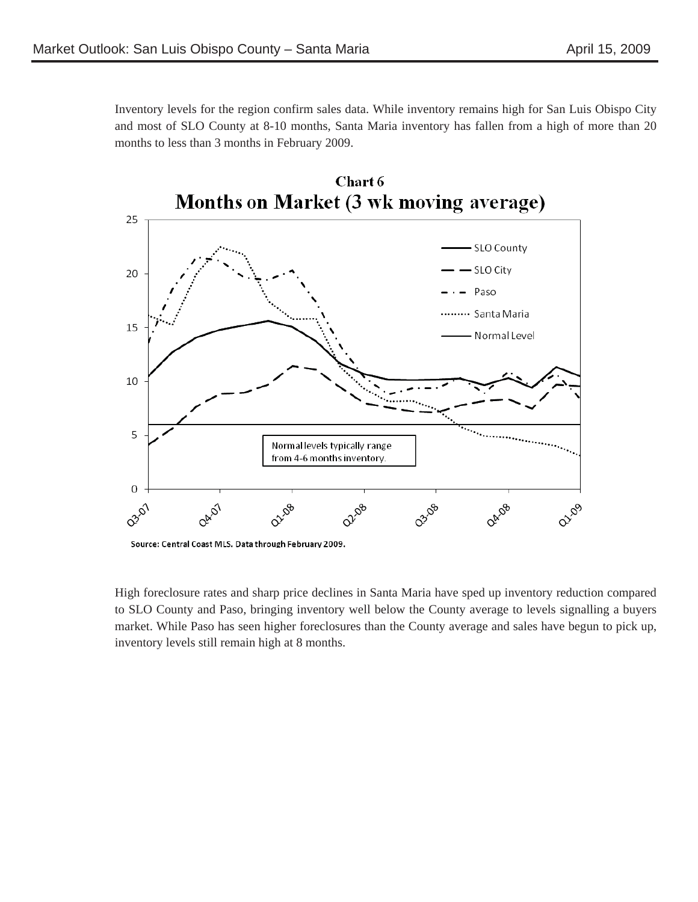Inventory levels for the region confirm sales data. While inventory remains high for San Luis Obispo City and most of SLO County at 8-10 months, Santa Maria inventory has fallen from a high of more than 20 months to less than 3 months in February 2009.

**Chart 6**

**Months on Market (3 wk moving average)**

Normal levels typically range from 4-6 months inventory.

Source: Central Coast MLS. Data through February 2009.

High foreclosure rates and sharp price declines in Santa Maria have sped up inventory reduction compared to SLO County and Paso, bringing inventory well below the County average to levels signalling a buyers market. While Paso has seen higher foreclosures than the County average and sales have begun to pick up, inventory levels still remain high at 8 months.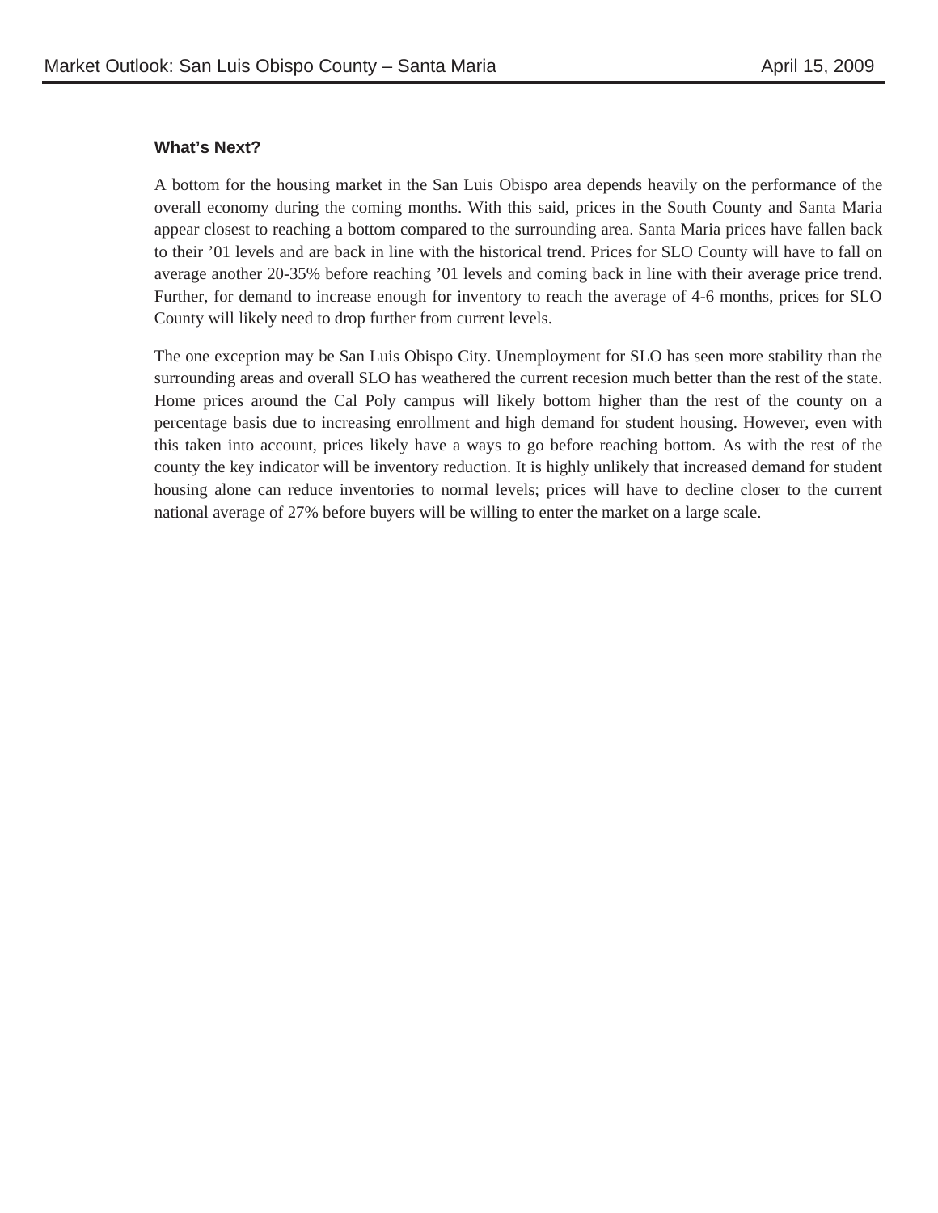### What's Next?

A bottom for the housing market in the San Luis Obispo area depends heavily on the performance of the overall economy during the coming months. With this said, prices in the South County and Santa Maria appear closest to reaching a bottom compared to the surrounding area. Santa Maria prices have fallen back to their '01 levels and are back in line with the historical trend. Prices for SLO County will have to fall on average another 20-35% before reaching '01 levels and coming back in line with their average price trend. Further, for demand to increase enough for inventory to reach the average of 4-6 months, prices for SLO County will likely need to drop further from current levels.

The one exception may be San Luis Obispo City. Unemployment for SLO has seen more stability than the surrounding areas and overall SLO has weathered the current recesion much better than the rest of the state. Home prices around the Cal Poly campus will likely bottom higher than the rest of the county on a percentage basis due to increasing enrollment and high demand for student housing. However, even with this taken into account, prices likely have a ways to go before reaching bottom. As with the rest of the county the key indicator will be inventory reduction. It is highly unlikely that increased demand for student housing alone can reduce inventories to normal levels; prices will have to decline closer to the current national average of 27% before buyers will be willing to enter the market on a large scale.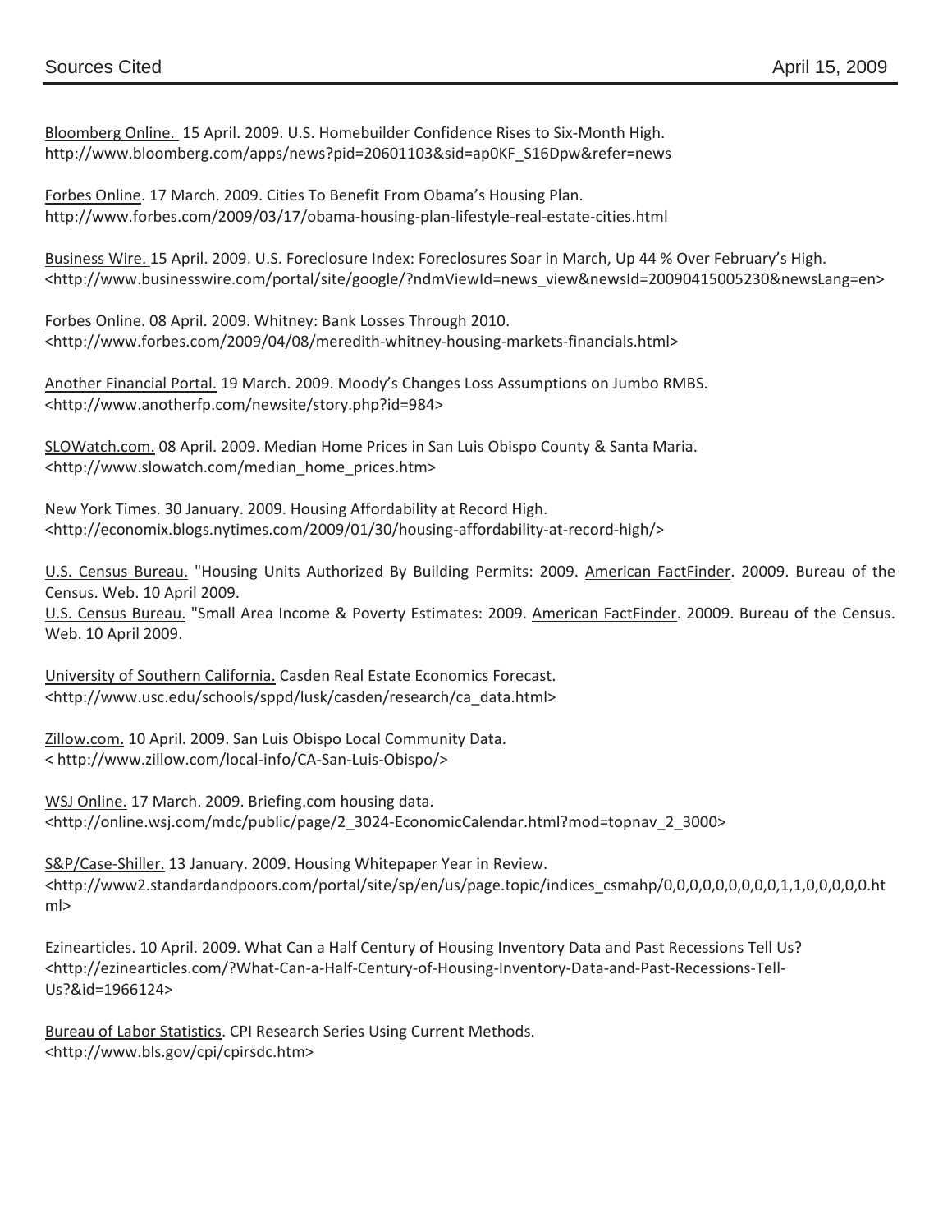Bloomberg Online. 15 April. 2009. U.S. Homebuilder Confidence Rises to Six-Month High. http://www.bloomberg.com/apps/news?pid=20601103&sid=ap0KF_S16Dpw&refer=news

Forbes Online. 17 March. 2009. Cities To Benefit From Obama's Housing Plan. http://www.forbes.com/2009/03/17/obama-housing-plan-lifestyle-real-estate-cities.html

Business Wire. 15 April. 2009. U.S. Foreclosure Index: Foreclosures Soar in March, Up 44 % Over February's High. <http://www.businesswire.com/portal/site/google/?ndmViewId=news_view&newsId=20090415005230&newsLang=en>

Forbes Online. 08 April. 2009. Whitney: Bank Losses Through 2010. <http://www.forbes.com/2009/04/08/meredith-whitney-housing-markets-financials.html>

Another Financial Portal. 19 March. 2009. Moody's Changes Loss Assumptions on Jumbo RMBS. <http://www.anotherfp.com/newsite/story.php?id=984>

SLOWatch.com. 08 April. 2009. Median Home Prices in San Luis Obispo County & Santa Maria. <http://www.slowatch.com/median_home_prices.htm>

New York Times. 30 January. 2009. Housing Affordability at Record High. <http://economix.blogs.nytimes.com/2009/01/30/housing-affordability-at-record-high/>

U.S. Census Bureau. "Housing Units Authorized By Building Permits: 2009. American FactFinder. 20009. Bureau of the Census. Web. 10 April 2009.
U.S. Census Bureau. "Small Area Income & Poverty Estimates: 2009. American FactFinder. 20009. Bureau of the Census. Web. 10 April 2009.

University of Southern California. Casden Real Estate Economics Forecast. <http://www.usc.edu/schools/sppd/lusk/casden/research/ca_data.html>

Zillow.com. 10 April. 2009. San Luis Obispo Local Community Data. < http://www.zillow.com/local-info/CA-San-Luis-Obispo/>

WSJ Online. 17 March. 2009. Briefing.com housing data. <http://online.wsj.com/mdc/public/page/2_3024-EconomicCalendar.html?mod=topnav_2_3000>

S&P/Case-Shiller. 13 January. 2009. Housing Whitepaper Year in Review. <http://www2.standardandpoors.com/portal/site/sp/en/us/page.topic/indices_csmahp/0,0,0,0,0,0,0,0,0,1,1,0,0,0,0,0.html>

Ezinearticles. 10 April. 2009. What Can a Half Century of Housing Inventory Data and Past Recessions Tell Us? <http://ezinearticles.com/?What-Can-a-Half-Century-of-Housing-Inventory-Data-and-Past-Recessions-Tell-Us?&id=1966124>

Bureau of Labor Statistics. CPI Research Series Using Current Methods. <http://www.bls.gov/cpi/cpirsdc.htm>